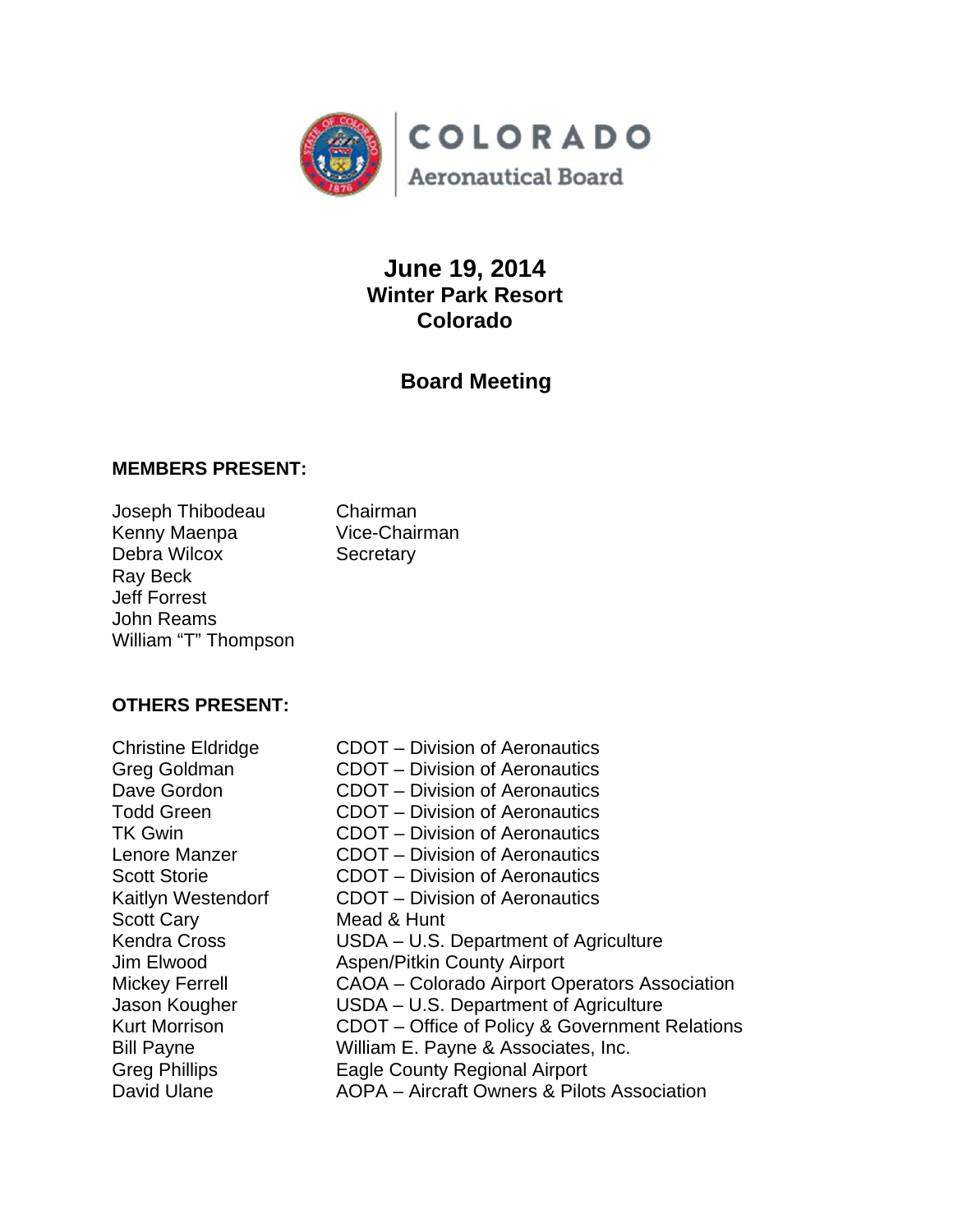COLORADO

Aeronautical Board

# June 19, 2014
## Winter Park Resort
## Colorado

## Board Meeting

**MEMBERS PRESENT:**

| | |
|---|---|
| Joseph Thibodeau | Chairman |
| Kenny Maenpa | Vice-Chairman |
| Debra Wilcox | Secretary |
| Ray Beck | |
| Jeff Forrest | |
| John Reams | |
| William "T" Thompson | |

**OTHERS PRESENT:**

| | |
|---|---|
| Christine Eldridge | CDOT – Division of Aeronautics |
| Greg Goldman | CDOT – Division of Aeronautics |
| Dave Gordon | CDOT – Division of Aeronautics |
| Todd Green | CDOT – Division of Aeronautics |
| TK Gwin | CDOT – Division of Aeronautics |
| Lenore Manzer | CDOT – Division of Aeronautics |
| Scott Storie | CDOT – Division of Aeronautics |
| Kaitlyn Westendorf | CDOT – Division of Aeronautics |
| Scott Cary | Mead & Hunt |
| Kendra Cross | USDA – U.S. Department of Agriculture |
| Jim Elwood | Aspen/Pitkin County Airport |
| Mickey Ferrell | CAOA – Colorado Airport Operators Association |
| Jason Kougher | USDA – U.S. Department of Agriculture |
| Kurt Morrison | CDOT – Office of Policy & Government Relations |
| Bill Payne | William E. Payne & Associates, Inc. |
| Greg Phillips | Eagle County Regional Airport |
| David Ulane | AOPA – Aircraft Owners & Pilots Association |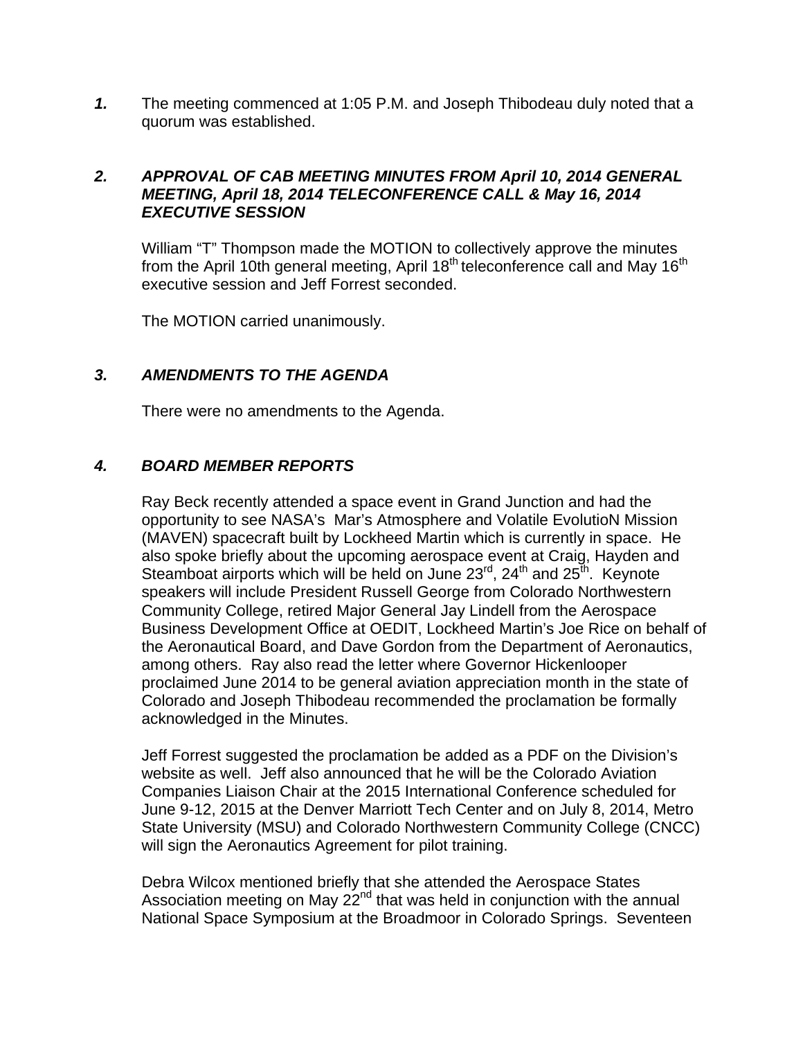***1.*** The meeting commenced at 1:05 P.M. and Joseph Thibodeau duly noted that a quorum was established.

### *2. APPROVAL OF CAB MEETING MINUTES FROM April 10, 2014 GENERAL MEETING, April 18, 2014 TELECONFERENCE CALL & May 16, 2014 EXECUTIVE SESSION*

William "T" Thompson made the MOTION to collectively approve the minutes from the April 10th general meeting, April 18th teleconference call and May 16th executive session and Jeff Forrest seconded.

The MOTION carried unanimously.

### *3. AMENDMENTS TO THE AGENDA*

There were no amendments to the Agenda.

### *4. BOARD MEMBER REPORTS*

Ray Beck recently attended a space event in Grand Junction and had the opportunity to see NASA's Mar's Atmosphere and Volatile EvolutioN Mission (MAVEN) spacecraft built by Lockheed Martin which is currently in space. He also spoke briefly about the upcoming aerospace event at Craig, Hayden and Steamboat airports which will be held on June 23rd, 24th and 25th. Keynote speakers will include President Russell George from Colorado Northwestern Community College, retired Major General Jay Lindell from the Aerospace Business Development Office at OEDIT, Lockheed Martin's Joe Rice on behalf of the Aeronautical Board, and Dave Gordon from the Department of Aeronautics, among others. Ray also read the letter where Governor Hickenlooper proclaimed June 2014 to be general aviation appreciation month in the state of Colorado and Joseph Thibodeau recommended the proclamation be formally acknowledged in the Minutes.

Jeff Forrest suggested the proclamation be added as a PDF on the Division's website as well. Jeff also announced that he will be the Colorado Aviation Companies Liaison Chair at the 2015 International Conference scheduled for June 9-12, 2015 at the Denver Marriott Tech Center and on July 8, 2014, Metro State University (MSU) and Colorado Northwestern Community College (CNCC) will sign the Aeronautics Agreement for pilot training.

Debra Wilcox mentioned briefly that she attended the Aerospace States Association meeting on May 22nd that was held in conjunction with the annual National Space Symposium at the Broadmoor in Colorado Springs. Seventeen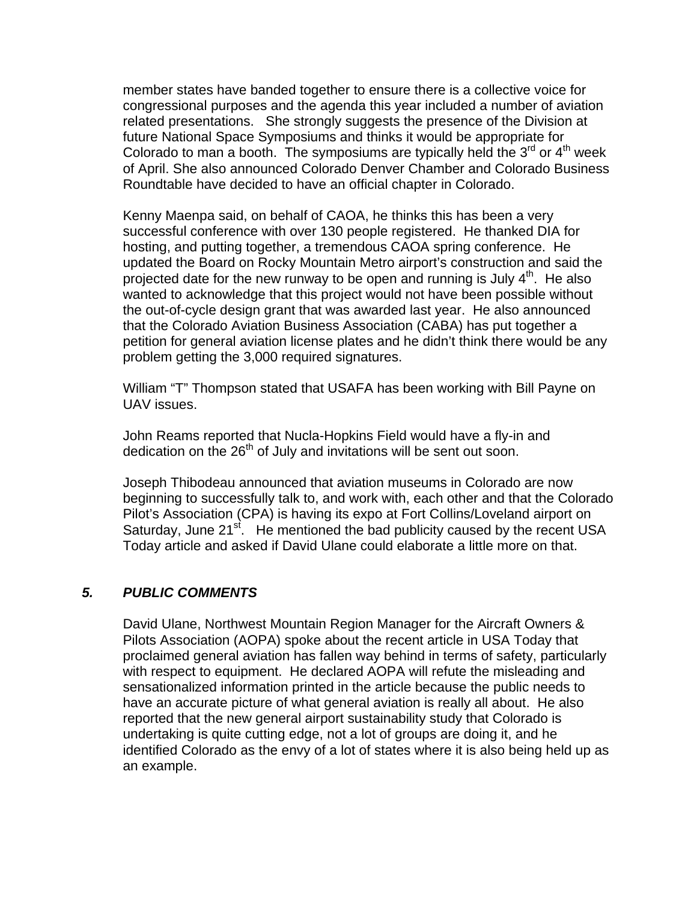member states have banded together to ensure there is a collective voice for congressional purposes and the agenda this year included a number of aviation related presentations. She strongly suggests the presence of the Division at future National Space Symposiums and thinks it would be appropriate for Colorado to man a booth. The symposiums are typically held the 3rd or 4th week of April. She also announced Colorado Denver Chamber and Colorado Business Roundtable have decided to have an official chapter in Colorado.

Kenny Maenpa said, on behalf of CAOA, he thinks this has been a very successful conference with over 130 people registered. He thanked DIA for hosting, and putting together, a tremendous CAOA spring conference. He updated the Board on Rocky Mountain Metro airport's construction and said the projected date for the new runway to be open and running is July 4th. He also wanted to acknowledge that this project would not have been possible without the out-of-cycle design grant that was awarded last year. He also announced that the Colorado Aviation Business Association (CABA) has put together a petition for general aviation license plates and he didn't think there would be any problem getting the 3,000 required signatures.

William "T" Thompson stated that USAFA has been working with Bill Payne on UAV issues.

John Reams reported that Nucla-Hopkins Field would have a fly-in and dedication on the 26th of July and invitations will be sent out soon.

Joseph Thibodeau announced that aviation museums in Colorado are now beginning to successfully talk to, and work with, each other and that the Colorado Pilot's Association (CPA) is having its expo at Fort Collins/Loveland airport on Saturday, June 21st. He mentioned the bad publicity caused by the recent USA Today article and asked if David Ulane could elaborate a little more on that.

## *5. PUBLIC COMMENTS*

David Ulane, Northwest Mountain Region Manager for the Aircraft Owners & Pilots Association (AOPA) spoke about the recent article in USA Today that proclaimed general aviation has fallen way behind in terms of safety, particularly with respect to equipment. He declared AOPA will refute the misleading and sensationalized information printed in the article because the public needs to have an accurate picture of what general aviation is really all about. He also reported that the new general airport sustainability study that Colorado is undertaking is quite cutting edge, not a lot of groups are doing it, and he identified Colorado as the envy of a lot of states where it is also being held up as an example.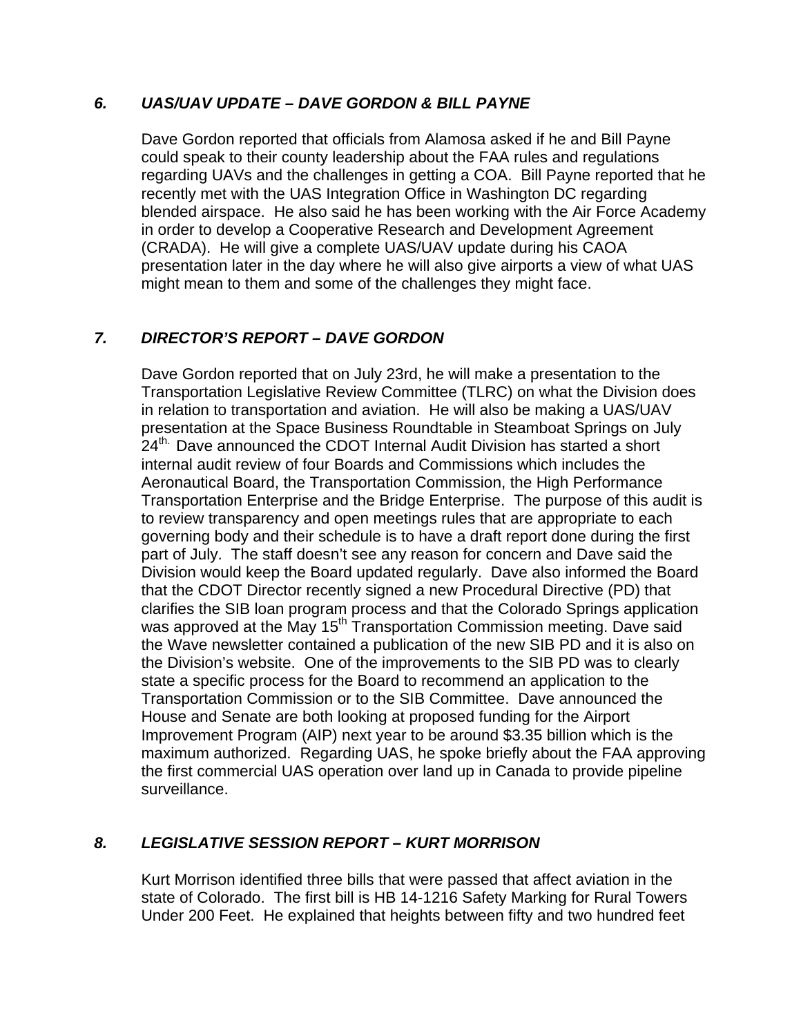### *6. UAS/UAV UPDATE – DAVE GORDON & BILL PAYNE*

Dave Gordon reported that officials from Alamosa asked if he and Bill Payne could speak to their county leadership about the FAA rules and regulations regarding UAVs and the challenges in getting a COA. Bill Payne reported that he recently met with the UAS Integration Office in Washington DC regarding blended airspace. He also said he has been working with the Air Force Academy in order to develop a Cooperative Research and Development Agreement (CRADA). He will give a complete UAS/UAV update during his CAOA presentation later in the day where he will also give airports a view of what UAS might mean to them and some of the challenges they might face.

### *7. DIRECTOR'S REPORT – DAVE GORDON*

Dave Gordon reported that on July 23rd, he will make a presentation to the Transportation Legislative Review Committee (TLRC) on what the Division does in relation to transportation and aviation. He will also be making a UAS/UAV presentation at the Space Business Roundtable in Steamboat Springs on July 24th. Dave announced the CDOT Internal Audit Division has started a short internal audit review of four Boards and Commissions which includes the Aeronautical Board, the Transportation Commission, the High Performance Transportation Enterprise and the Bridge Enterprise. The purpose of this audit is to review transparency and open meetings rules that are appropriate to each governing body and their schedule is to have a draft report done during the first part of July. The staff doesn't see any reason for concern and Dave said the Division would keep the Board updated regularly. Dave also informed the Board that the CDOT Director recently signed a new Procedural Directive (PD) that clarifies the SIB loan program process and that the Colorado Springs application was approved at the May 15th Transportation Commission meeting. Dave said the Wave newsletter contained a publication of the new SIB PD and it is also on the Division's website. One of the improvements to the SIB PD was to clearly state a specific process for the Board to recommend an application to the Transportation Commission or to the SIB Committee. Dave announced the House and Senate are both looking at proposed funding for the Airport Improvement Program (AIP) next year to be around $3.35 billion which is the maximum authorized. Regarding UAS, he spoke briefly about the FAA approving the first commercial UAS operation over land up in Canada to provide pipeline surveillance.

### *8. LEGISLATIVE SESSION REPORT – KURT MORRISON*

Kurt Morrison identified three bills that were passed that affect aviation in the state of Colorado. The first bill is HB 14-1216 Safety Marking for Rural Towers Under 200 Feet. He explained that heights between fifty and two hundred feet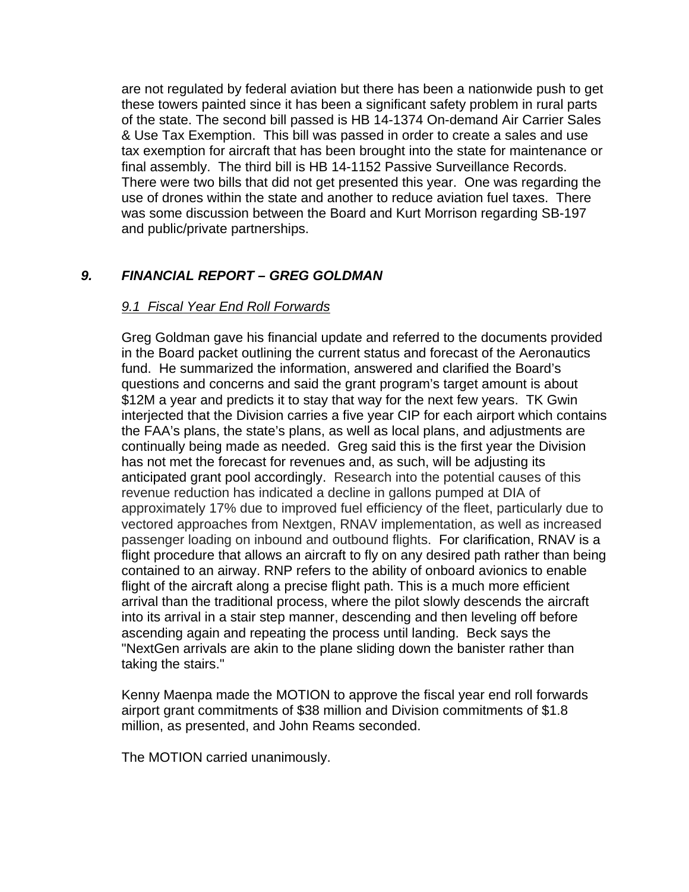are not regulated by federal aviation but there has been a nationwide push to get these towers painted since it has been a significant safety problem in rural parts of the state. The second bill passed is HB 14-1374 On-demand Air Carrier Sales & Use Tax Exemption. This bill was passed in order to create a sales and use tax exemption for aircraft that has been brought into the state for maintenance or final assembly. The third bill is HB 14-1152 Passive Surveillance Records. There were two bills that did not get presented this year. One was regarding the use of drones within the state and another to reduce aviation fuel taxes. There was some discussion between the Board and Kurt Morrison regarding SB-197 and public/private partnerships.

## *9. FINANCIAL REPORT – GREG GOLDMAN*

### *9.1 Fiscal Year End Roll Forwards*

Greg Goldman gave his financial update and referred to the documents provided in the Board packet outlining the current status and forecast of the Aeronautics fund. He summarized the information, answered and clarified the Board's questions and concerns and said the grant program's target amount is about $12M a year and predicts it to stay that way for the next few years. TK Gwin interjected that the Division carries a five year CIP for each airport which contains the FAA's plans, the state's plans, as well as local plans, and adjustments are continually being made as needed. Greg said this is the first year the Division has not met the forecast for revenues and, as such, will be adjusting its anticipated grant pool accordingly. Research into the potential causes of this revenue reduction has indicated a decline in gallons pumped at DIA of approximately 17% due to improved fuel efficiency of the fleet, particularly due to vectored approaches from Nextgen, RNAV implementation, as well as increased passenger loading on inbound and outbound flights. For clarification, RNAV is a flight procedure that allows an aircraft to fly on any desired path rather than being contained to an airway. RNP refers to the ability of onboard avionics to enable flight of the aircraft along a precise flight path. This is a much more efficient arrival than the traditional process, where the pilot slowly descends the aircraft into its arrival in a stair step manner, descending and then leveling off before ascending again and repeating the process until landing. Beck says the "NextGen arrivals are akin to the plane sliding down the banister rather than taking the stairs."

Kenny Maenpa made the MOTION to approve the fiscal year end roll forwards airport grant commitments of $38 million and Division commitments of $1.8 million, as presented, and John Reams seconded.

The MOTION carried unanimously.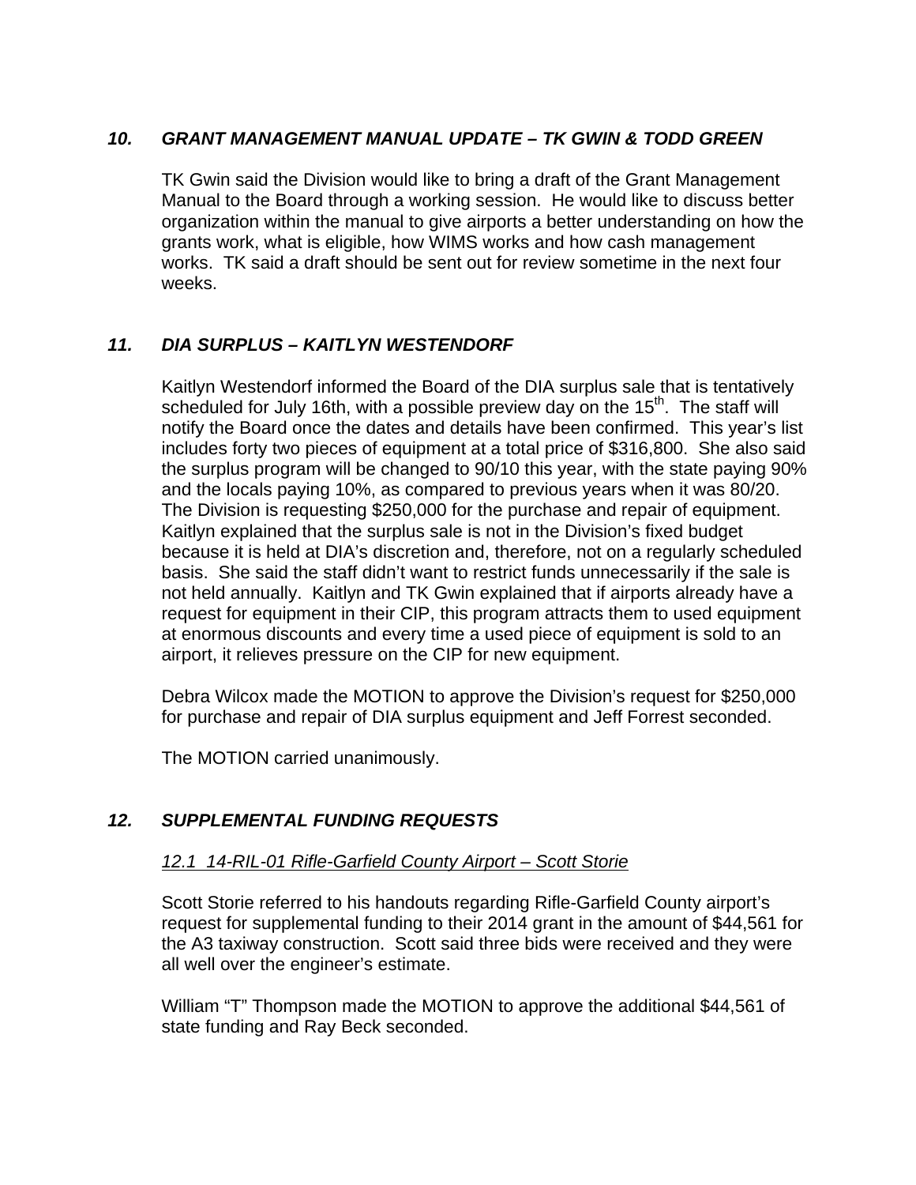### *10. GRANT MANAGEMENT MANUAL UPDATE – TK GWIN & TODD GREEN*

TK Gwin said the Division would like to bring a draft of the Grant Management Manual to the Board through a working session. He would like to discuss better organization within the manual to give airports a better understanding on how the grants work, what is eligible, how WIMS works and how cash management works. TK said a draft should be sent out for review sometime in the next four weeks.

### *11. DIA SURPLUS – KAITLYN WESTENDORF*

Kaitlyn Westendorf informed the Board of the DIA surplus sale that is tentatively scheduled for July 16th, with a possible preview day on the 15th. The staff will notify the Board once the dates and details have been confirmed. This year's list includes forty two pieces of equipment at a total price of $316,800. She also said the surplus program will be changed to 90/10 this year, with the state paying 90% and the locals paying 10%, as compared to previous years when it was 80/20. The Division is requesting $250,000 for the purchase and repair of equipment. Kaitlyn explained that the surplus sale is not in the Division's fixed budget because it is held at DIA's discretion and, therefore, not on a regularly scheduled basis. She said the staff didn't want to restrict funds unnecessarily if the sale is not held annually. Kaitlyn and TK Gwin explained that if airports already have a request for equipment in their CIP, this program attracts them to used equipment at enormous discounts and every time a used piece of equipment is sold to an airport, it relieves pressure on the CIP for new equipment.

Debra Wilcox made the MOTION to approve the Division's request for $250,000 for purchase and repair of DIA surplus equipment and Jeff Forrest seconded.

The MOTION carried unanimously.

### *12. SUPPLEMENTAL FUNDING REQUESTS*

*12.1 14-RIL-01 Rifle-Garfield County Airport – Scott Storie*

Scott Storie referred to his handouts regarding Rifle-Garfield County airport's request for supplemental funding to their 2014 grant in the amount of $44,561 for the A3 taxiway construction. Scott said three bids were received and they were all well over the engineer's estimate.

William "T" Thompson made the MOTION to approve the additional $44,561 of state funding and Ray Beck seconded.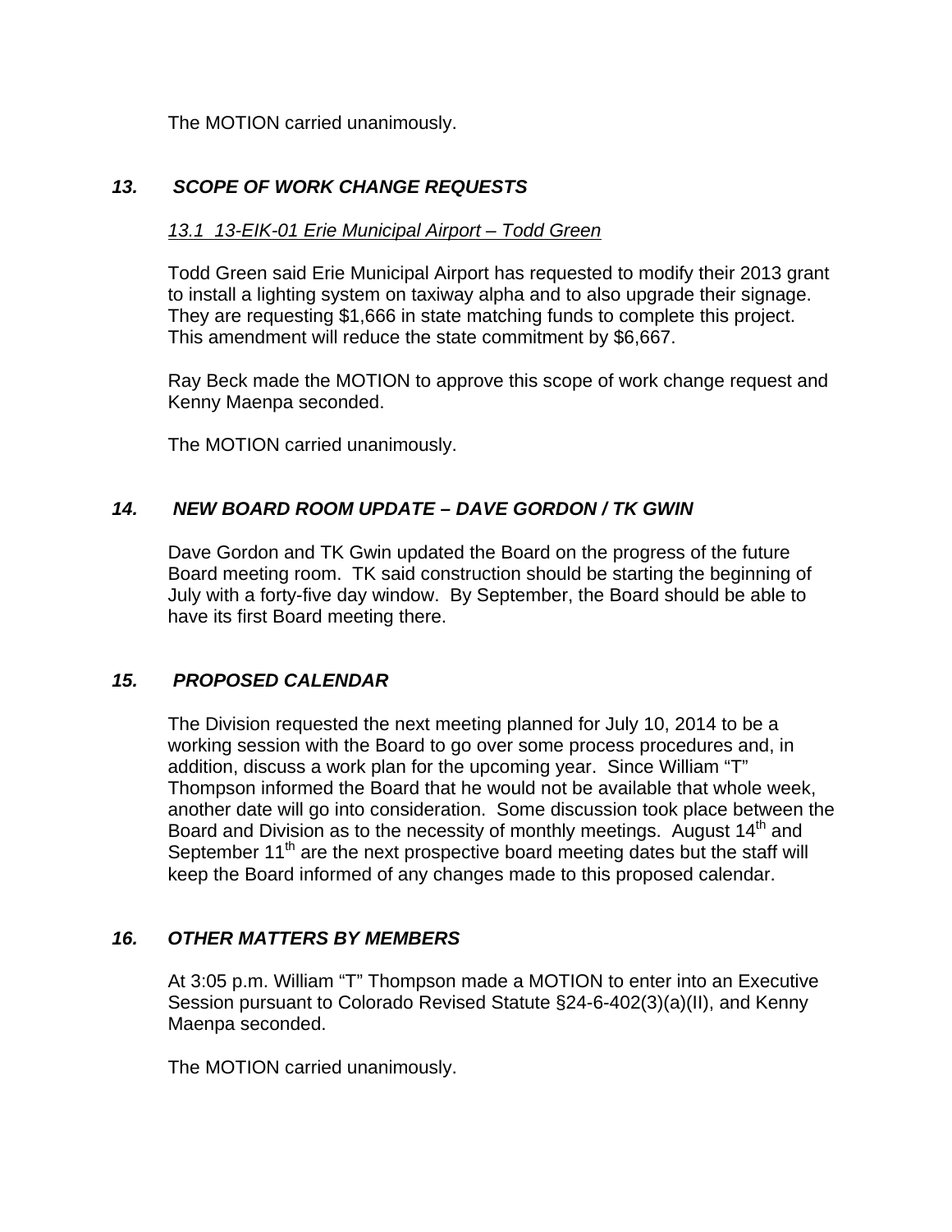The MOTION carried unanimously.

### *13. SCOPE OF WORK CHANGE REQUESTS*

*13.1 13-EIK-01 Erie Municipal Airport – Todd Green*

Todd Green said Erie Municipal Airport has requested to modify their 2013 grant to install a lighting system on taxiway alpha and to also upgrade their signage. They are requesting $1,666 in state matching funds to complete this project. This amendment will reduce the state commitment by $6,667.

Ray Beck made the MOTION to approve this scope of work change request and Kenny Maenpa seconded.

The MOTION carried unanimously.

### *14. NEW BOARD ROOM UPDATE – DAVE GORDON / TK GWIN*

Dave Gordon and TK Gwin updated the Board on the progress of the future Board meeting room. TK said construction should be starting the beginning of July with a forty-five day window. By September, the Board should be able to have its first Board meeting there.

### *15. PROPOSED CALENDAR*

The Division requested the next meeting planned for July 10, 2014 to be a working session with the Board to go over some process procedures and, in addition, discuss a work plan for the upcoming year. Since William "T" Thompson informed the Board that he would not be available that whole week, another date will go into consideration. Some discussion took place between the Board and Division as to the necessity of monthly meetings. August 14th and September 11th are the next prospective board meeting dates but the staff will keep the Board informed of any changes made to this proposed calendar.

### *16. OTHER MATTERS BY MEMBERS*

At 3:05 p.m. William "T" Thompson made a MOTION to enter into an Executive Session pursuant to Colorado Revised Statute §24-6-402(3)(a)(II), and Kenny Maenpa seconded.

The MOTION carried unanimously.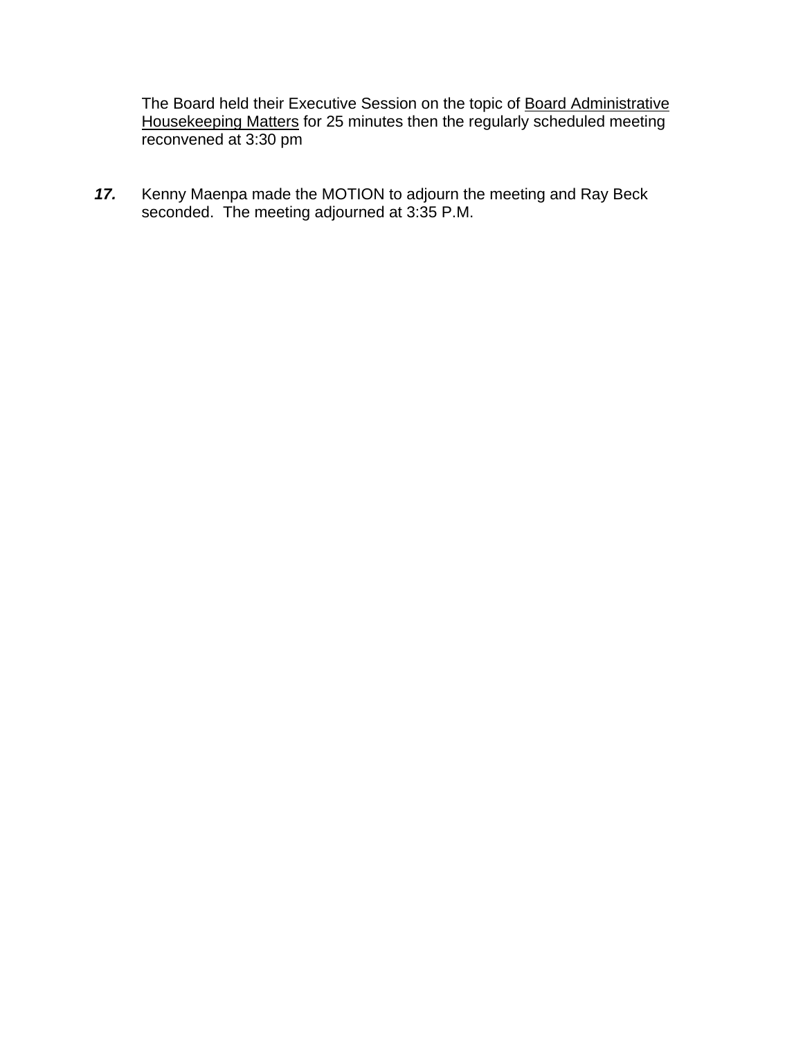The Board held their Executive Session on the topic of <u>Board Administrative Housekeeping Matters</u> for 25 minutes then the regularly scheduled meeting reconvened at 3:30 pm

***17.*** Kenny Maenpa made the MOTION to adjourn the meeting and Ray Beck seconded. The meeting adjourned at 3:35 P.M.